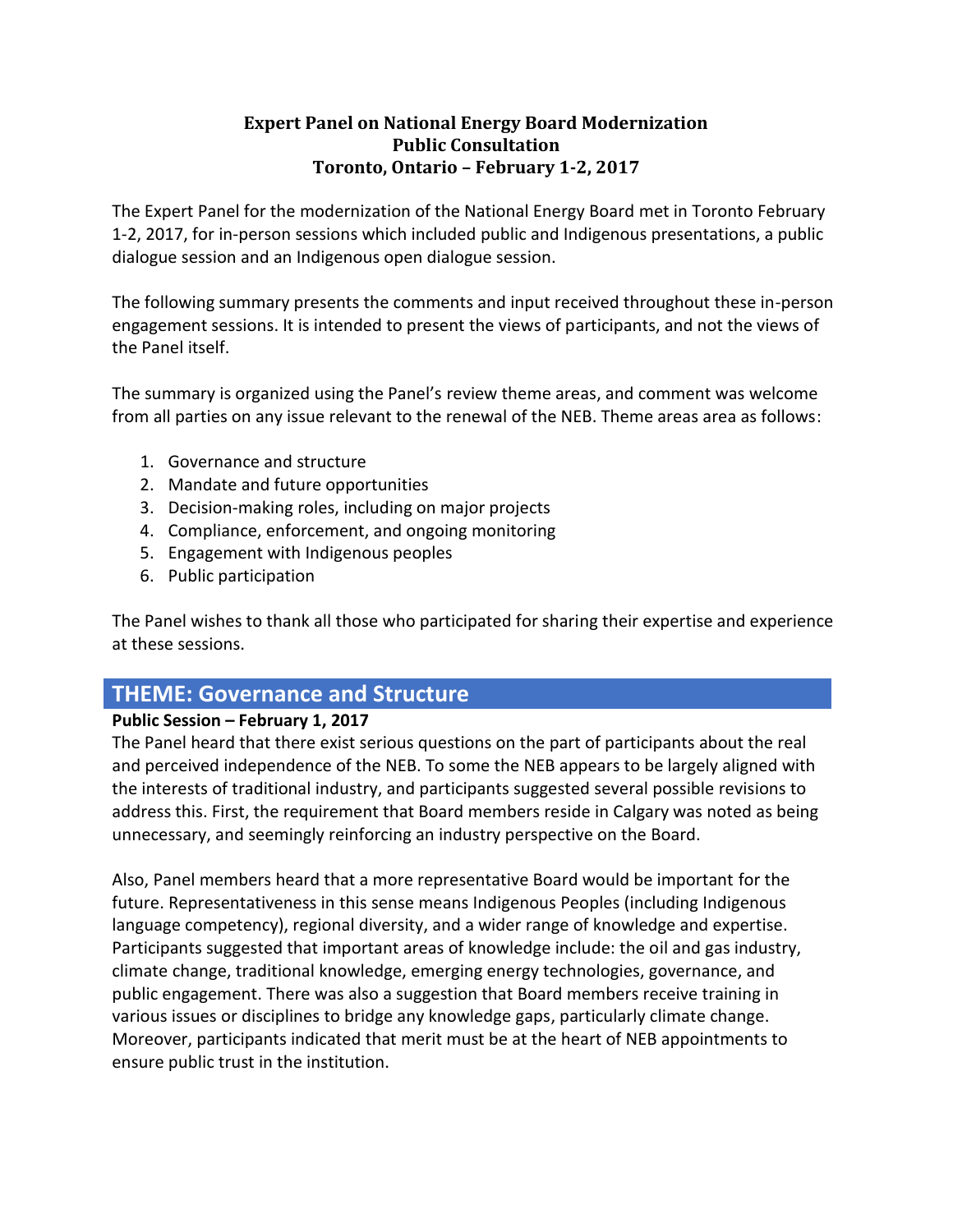**Expert Panel on National Energy Board Modernization**
**Public Consultation**
**Toronto, Ontario – February 1-2, 2017**

The Expert Panel for the modernization of the National Energy Board met in Toronto February 1-2, 2017, for in-person sessions which included public and Indigenous presentations, a public dialogue session and an Indigenous open dialogue session.

The following summary presents the comments and input received throughout these in-person engagement sessions. It is intended to present the views of participants, and not the views of the Panel itself.

The summary is organized using the Panel's review theme areas, and comment was welcome from all parties on any issue relevant to the renewal of the NEB. Theme areas area as follows:

1. Governance and structure
2. Mandate and future opportunities
3. Decision-making roles, including on major projects
4. Compliance, enforcement, and ongoing monitoring
5. Engagement with Indigenous peoples
6. Public participation

The Panel wishes to thank all those who participated for sharing their expertise and experience at these sessions.

## THEME: Governance and Structure

**Public Session – February 1, 2017**

The Panel heard that there exist serious questions on the part of participants about the real and perceived independence of the NEB. To some the NEB appears to be largely aligned with the interests of traditional industry, and participants suggested several possible revisions to address this. First, the requirement that Board members reside in Calgary was noted as being unnecessary, and seemingly reinforcing an industry perspective on the Board.

Also, Panel members heard that a more representative Board would be important for the future. Representativeness in this sense means Indigenous Peoples (including Indigenous language competency), regional diversity, and a wider range of knowledge and expertise. Participants suggested that important areas of knowledge include: the oil and gas industry, climate change, traditional knowledge, emerging energy technologies, governance, and public engagement. There was also a suggestion that Board members receive training in various issues or disciplines to bridge any knowledge gaps, particularly climate change. Moreover, participants indicated that merit must be at the heart of NEB appointments to ensure public trust in the institution.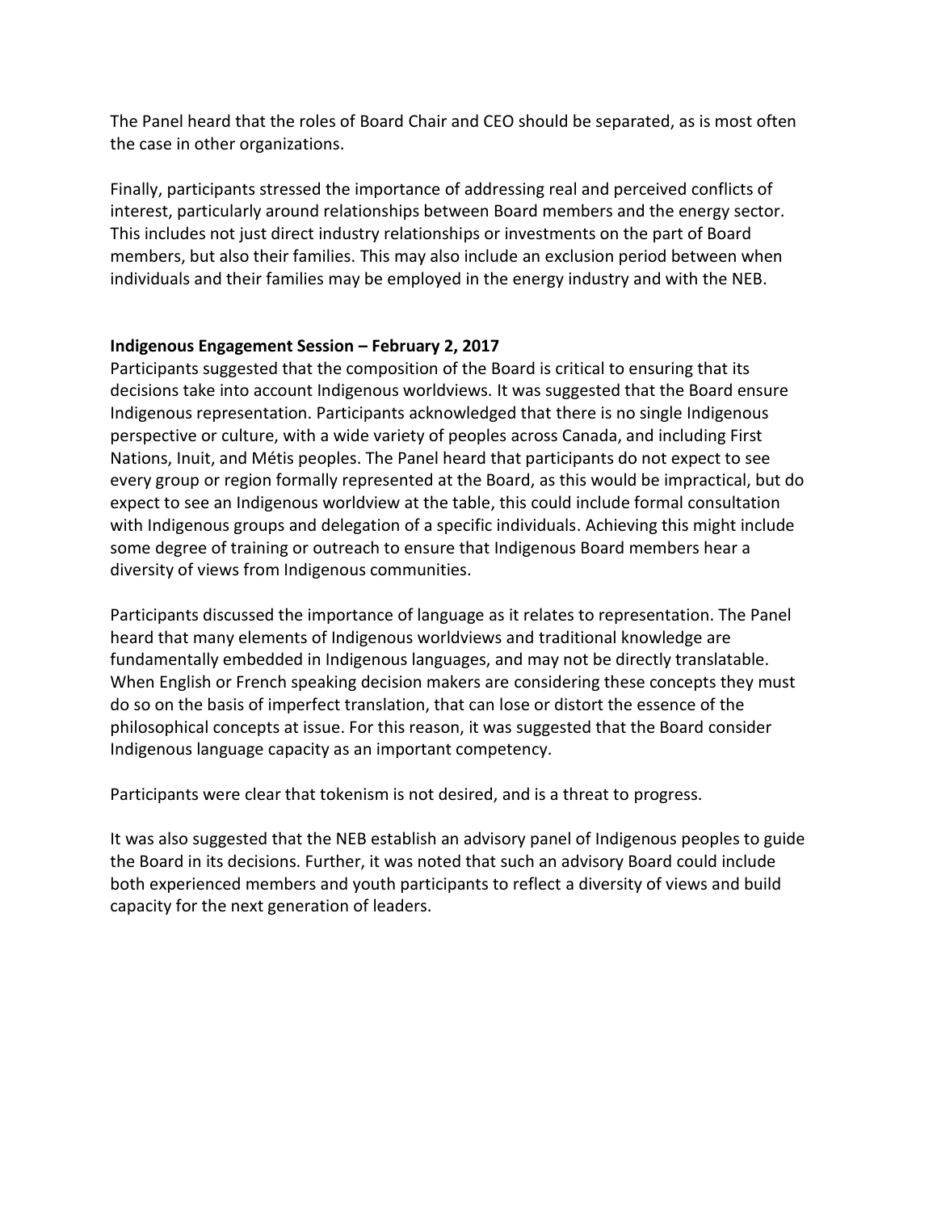The Panel heard that the roles of Board Chair and CEO should be separated, as is most often the case in other organizations.

Finally, participants stressed the importance of addressing real and perceived conflicts of interest, particularly around relationships between Board members and the energy sector. This includes not just direct industry relationships or investments on the part of Board members, but also their families. This may also include an exclusion period between when individuals and their families may be employed in the energy industry and with the NEB.

**Indigenous Engagement Session – February 2, 2017**

Participants suggested that the composition of the Board is critical to ensuring that its decisions take into account Indigenous worldviews. It was suggested that the Board ensure Indigenous representation. Participants acknowledged that there is no single Indigenous perspective or culture, with a wide variety of peoples across Canada, and including First Nations, Inuit, and Métis peoples. The Panel heard that participants do not expect to see every group or region formally represented at the Board, as this would be impractical, but do expect to see an Indigenous worldview at the table, this could include formal consultation with Indigenous groups and delegation of a specific individuals. Achieving this might include some degree of training or outreach to ensure that Indigenous Board members hear a diversity of views from Indigenous communities.

Participants discussed the importance of language as it relates to representation. The Panel heard that many elements of Indigenous worldviews and traditional knowledge are fundamentally embedded in Indigenous languages, and may not be directly translatable. When English or French speaking decision makers are considering these concepts they must do so on the basis of imperfect translation, that can lose or distort the essence of the philosophical concepts at issue. For this reason, it was suggested that the Board consider Indigenous language capacity as an important competency.

Participants were clear that tokenism is not desired, and is a threat to progress.

It was also suggested that the NEB establish an advisory panel of Indigenous peoples to guide the Board in its decisions. Further, it was noted that such an advisory Board could include both experienced members and youth participants to reflect a diversity of views and build capacity for the next generation of leaders.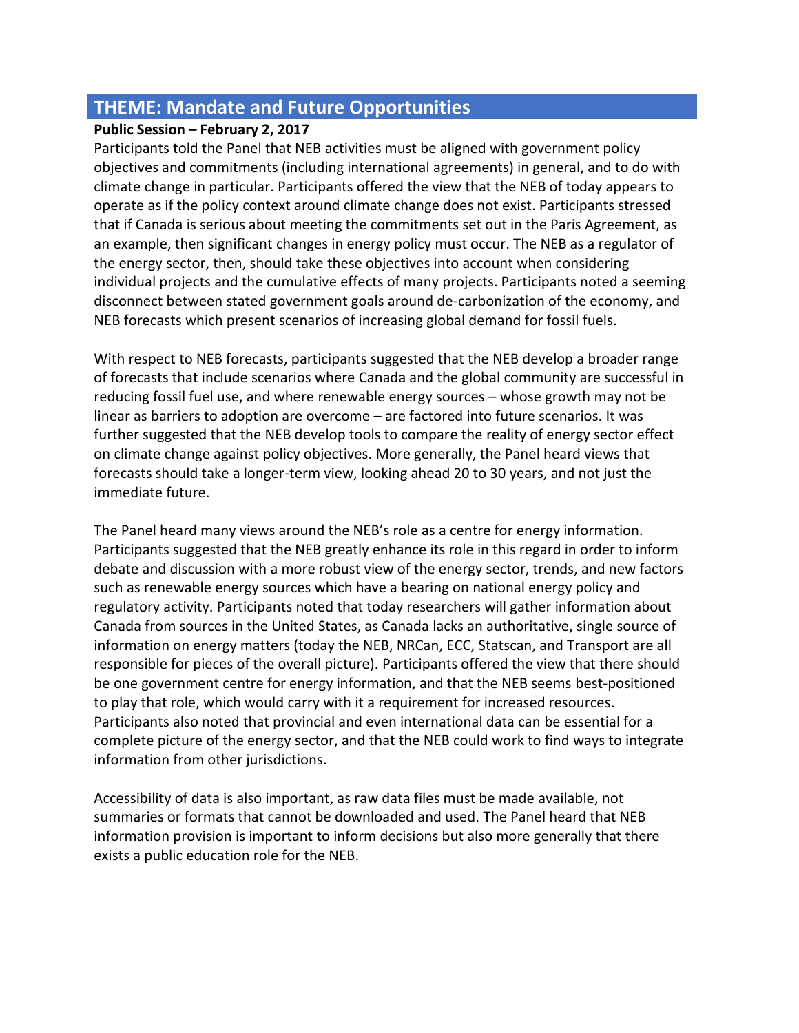## THEME: Mandate and Future Opportunities

**Public Session – February 2, 2017**

Participants told the Panel that NEB activities must be aligned with government policy objectives and commitments (including international agreements) in general, and to do with climate change in particular. Participants offered the view that the NEB of today appears to operate as if the policy context around climate change does not exist. Participants stressed that if Canada is serious about meeting the commitments set out in the Paris Agreement, as an example, then significant changes in energy policy must occur. The NEB as a regulator of the energy sector, then, should take these objectives into account when considering individual projects and the cumulative effects of many projects. Participants noted a seeming disconnect between stated government goals around de-carbonization of the economy, and NEB forecasts which present scenarios of increasing global demand for fossil fuels.

With respect to NEB forecasts, participants suggested that the NEB develop a broader range of forecasts that include scenarios where Canada and the global community are successful in reducing fossil fuel use, and where renewable energy sources – whose growth may not be linear as barriers to adoption are overcome – are factored into future scenarios. It was further suggested that the NEB develop tools to compare the reality of energy sector effect on climate change against policy objectives. More generally, the Panel heard views that forecasts should take a longer-term view, looking ahead 20 to 30 years, and not just the immediate future.

The Panel heard many views around the NEB's role as a centre for energy information. Participants suggested that the NEB greatly enhance its role in this regard in order to inform debate and discussion with a more robust view of the energy sector, trends, and new factors such as renewable energy sources which have a bearing on national energy policy and regulatory activity. Participants noted that today researchers will gather information about Canada from sources in the United States, as Canada lacks an authoritative, single source of information on energy matters (today the NEB, NRCan, ECC, Statscan, and Transport are all responsible for pieces of the overall picture). Participants offered the view that there should be one government centre for energy information, and that the NEB seems best-positioned to play that role, which would carry with it a requirement for increased resources. Participants also noted that provincial and even international data can be essential for a complete picture of the energy sector, and that the NEB could work to find ways to integrate information from other jurisdictions.

Accessibility of data is also important, as raw data files must be made available, not summaries or formats that cannot be downloaded and used. The Panel heard that NEB information provision is important to inform decisions but also more generally that there exists a public education role for the NEB.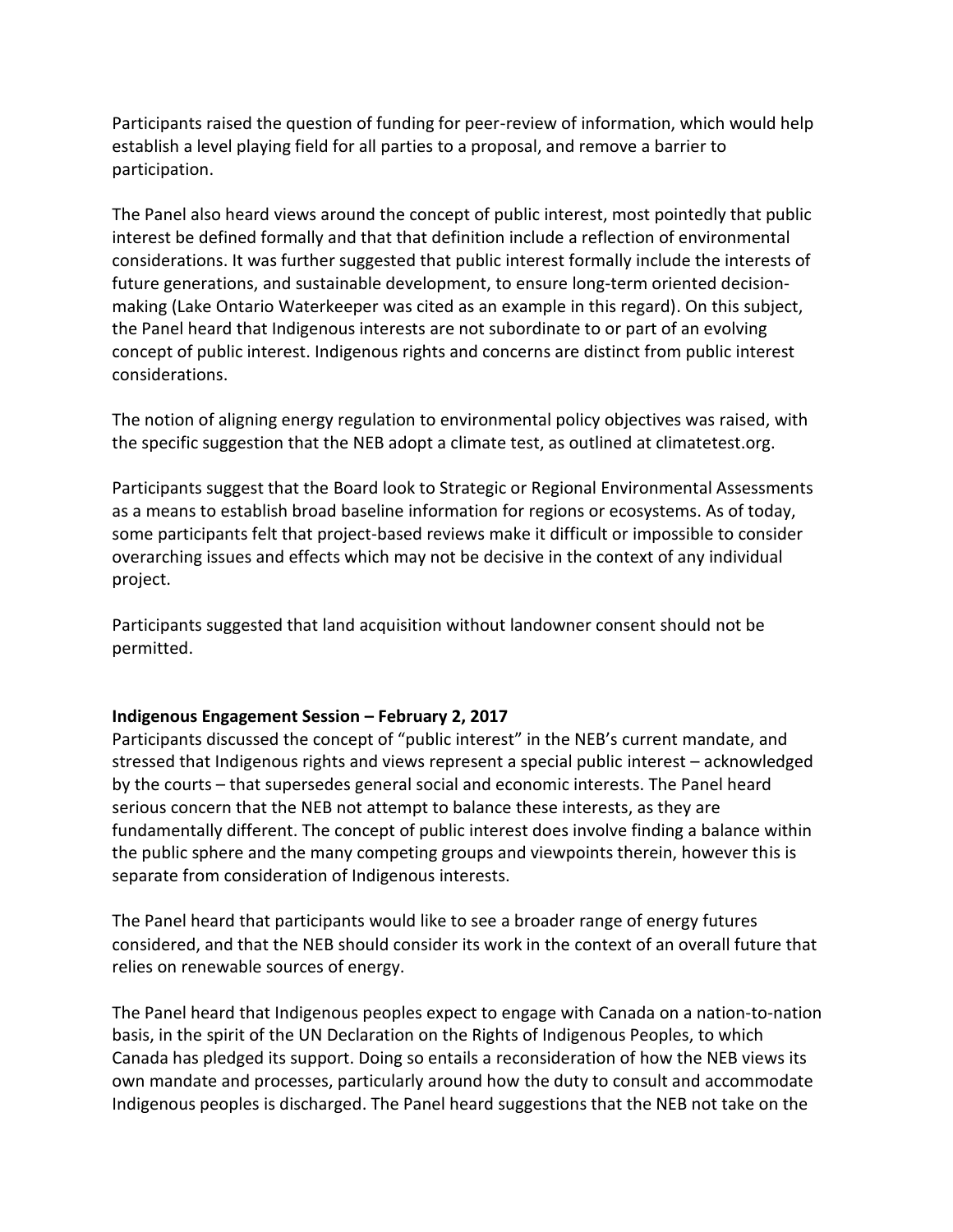Participants raised the question of funding for peer-review of information, which would help establish a level playing field for all parties to a proposal, and remove a barrier to participation.

The Panel also heard views around the concept of public interest, most pointedly that public interest be defined formally and that that definition include a reflection of environmental considerations. It was further suggested that public interest formally include the interests of future generations, and sustainable development, to ensure long-term oriented decision-making (Lake Ontario Waterkeeper was cited as an example in this regard). On this subject, the Panel heard that Indigenous interests are not subordinate to or part of an evolving concept of public interest. Indigenous rights and concerns are distinct from public interest considerations.

The notion of aligning energy regulation to environmental policy objectives was raised, with the specific suggestion that the NEB adopt a climate test, as outlined at climatetest.org.

Participants suggest that the Board look to Strategic or Regional Environmental Assessments as a means to establish broad baseline information for regions or ecosystems. As of today, some participants felt that project-based reviews make it difficult or impossible to consider overarching issues and effects which may not be decisive in the context of any individual project.

Participants suggested that land acquisition without landowner consent should not be permitted.

**Indigenous Engagement Session – February 2, 2017**

Participants discussed the concept of "public interest" in the NEB's current mandate, and stressed that Indigenous rights and views represent a special public interest – acknowledged by the courts – that supersedes general social and economic interests. The Panel heard serious concern that the NEB not attempt to balance these interests, as they are fundamentally different. The concept of public interest does involve finding a balance within the public sphere and the many competing groups and viewpoints therein, however this is separate from consideration of Indigenous interests.

The Panel heard that participants would like to see a broader range of energy futures considered, and that the NEB should consider its work in the context of an overall future that relies on renewable sources of energy.

The Panel heard that Indigenous peoples expect to engage with Canada on a nation-to-nation basis, in the spirit of the UN Declaration on the Rights of Indigenous Peoples, to which Canada has pledged its support. Doing so entails a reconsideration of how the NEB views its own mandate and processes, particularly around how the duty to consult and accommodate Indigenous peoples is discharged. The Panel heard suggestions that the NEB not take on the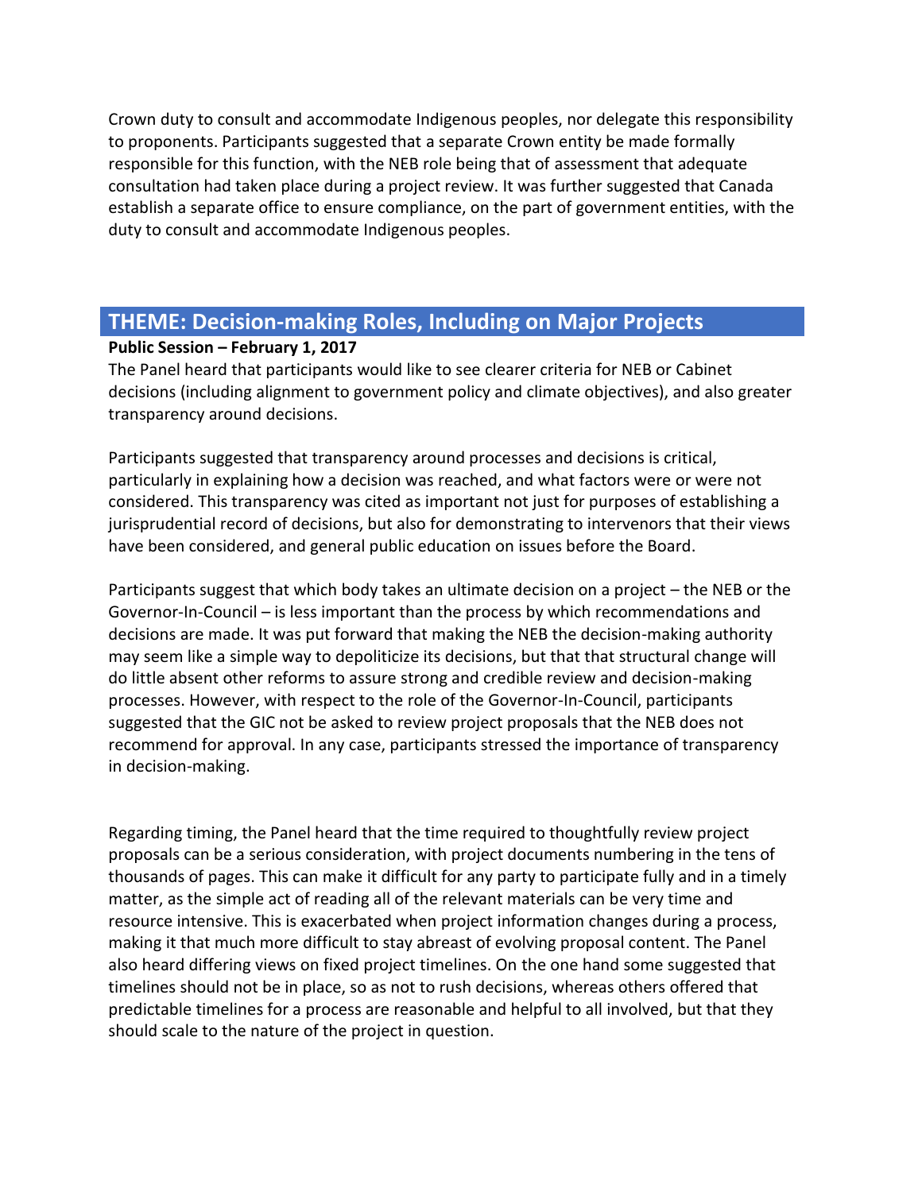Crown duty to consult and accommodate Indigenous peoples, nor delegate this responsibility to proponents. Participants suggested that a separate Crown entity be made formally responsible for this function, with the NEB role being that of assessment that adequate consultation had taken place during a project review. It was further suggested that Canada establish a separate office to ensure compliance, on the part of government entities, with the duty to consult and accommodate Indigenous peoples.

## THEME: Decision-making Roles, Including on Major Projects

**Public Session – February 1, 2017**

The Panel heard that participants would like to see clearer criteria for NEB or Cabinet decisions (including alignment to government policy and climate objectives), and also greater transparency around decisions.

Participants suggested that transparency around processes and decisions is critical, particularly in explaining how a decision was reached, and what factors were or were not considered. This transparency was cited as important not just for purposes of establishing a jurisprudential record of decisions, but also for demonstrating to intervenors that their views have been considered, and general public education on issues before the Board.

Participants suggest that which body takes an ultimate decision on a project – the NEB or the Governor-In-Council – is less important than the process by which recommendations and decisions are made. It was put forward that making the NEB the decision-making authority may seem like a simple way to depoliticize its decisions, but that that structural change will do little absent other reforms to assure strong and credible review and decision-making processes. However, with respect to the role of the Governor-In-Council, participants suggested that the GIC not be asked to review project proposals that the NEB does not recommend for approval. In any case, participants stressed the importance of transparency in decision-making.

Regarding timing, the Panel heard that the time required to thoughtfully review project proposals can be a serious consideration, with project documents numbering in the tens of thousands of pages. This can make it difficult for any party to participate fully and in a timely matter, as the simple act of reading all of the relevant materials can be very time and resource intensive. This is exacerbated when project information changes during a process, making it that much more difficult to stay abreast of evolving proposal content. The Panel also heard differing views on fixed project timelines. On the one hand some suggested that timelines should not be in place, so as not to rush decisions, whereas others offered that predictable timelines for a process are reasonable and helpful to all involved, but that they should scale to the nature of the project in question.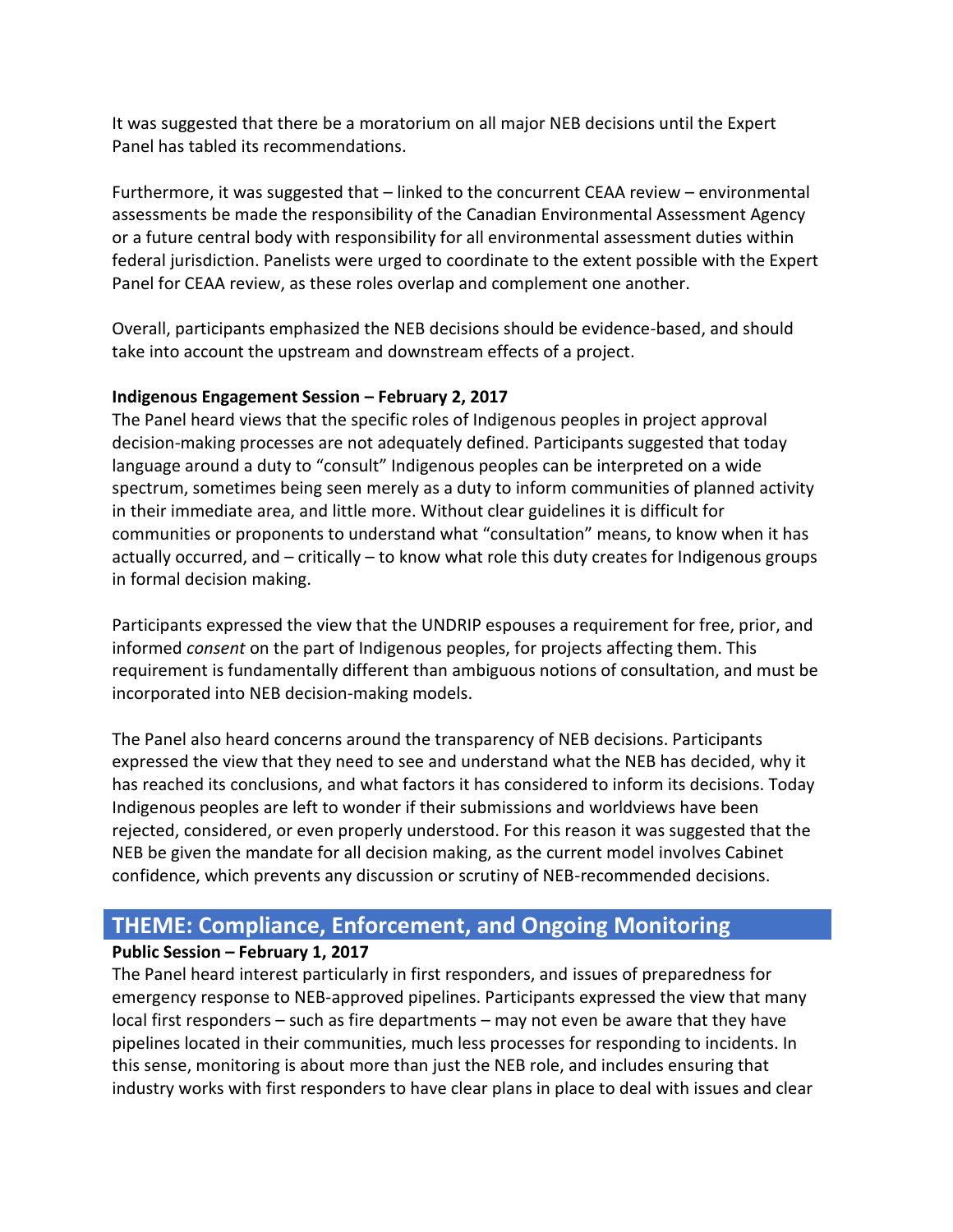It was suggested that there be a moratorium on all major NEB decisions until the Expert Panel has tabled its recommendations.

Furthermore, it was suggested that – linked to the concurrent CEAA review – environmental assessments be made the responsibility of the Canadian Environmental Assessment Agency or a future central body with responsibility for all environmental assessment duties within federal jurisdiction. Panelists were urged to coordinate to the extent possible with the Expert Panel for CEAA review, as these roles overlap and complement one another.

Overall, participants emphasized the NEB decisions should be evidence-based, and should take into account the upstream and downstream effects of a project.

**Indigenous Engagement Session – February 2, 2017**

The Panel heard views that the specific roles of Indigenous peoples in project approval decision-making processes are not adequately defined. Participants suggested that today language around a duty to "consult" Indigenous peoples can be interpreted on a wide spectrum, sometimes being seen merely as a duty to inform communities of planned activity in their immediate area, and little more. Without clear guidelines it is difficult for communities or proponents to understand what "consultation" means, to know when it has actually occurred, and – critically – to know what role this duty creates for Indigenous groups in formal decision making.

Participants expressed the view that the UNDRIP espouses a requirement for free, prior, and informed *consent* on the part of Indigenous peoples, for projects affecting them. This requirement is fundamentally different than ambiguous notions of consultation, and must be incorporated into NEB decision-making models.

The Panel also heard concerns around the transparency of NEB decisions. Participants expressed the view that they need to see and understand what the NEB has decided, why it has reached its conclusions, and what factors it has considered to inform its decisions. Today Indigenous peoples are left to wonder if their submissions and worldviews have been rejected, considered, or even properly understood. For this reason it was suggested that the NEB be given the mandate for all decision making, as the current model involves Cabinet confidence, which prevents any discussion or scrutiny of NEB-recommended decisions.

## THEME: Compliance, Enforcement, and Ongoing Monitoring

**Public Session – February 1, 2017**

The Panel heard interest particularly in first responders, and issues of preparedness for emergency response to NEB-approved pipelines. Participants expressed the view that many local first responders – such as fire departments – may not even be aware that they have pipelines located in their communities, much less processes for responding to incidents. In this sense, monitoring is about more than just the NEB role, and includes ensuring that industry works with first responders to have clear plans in place to deal with issues and clear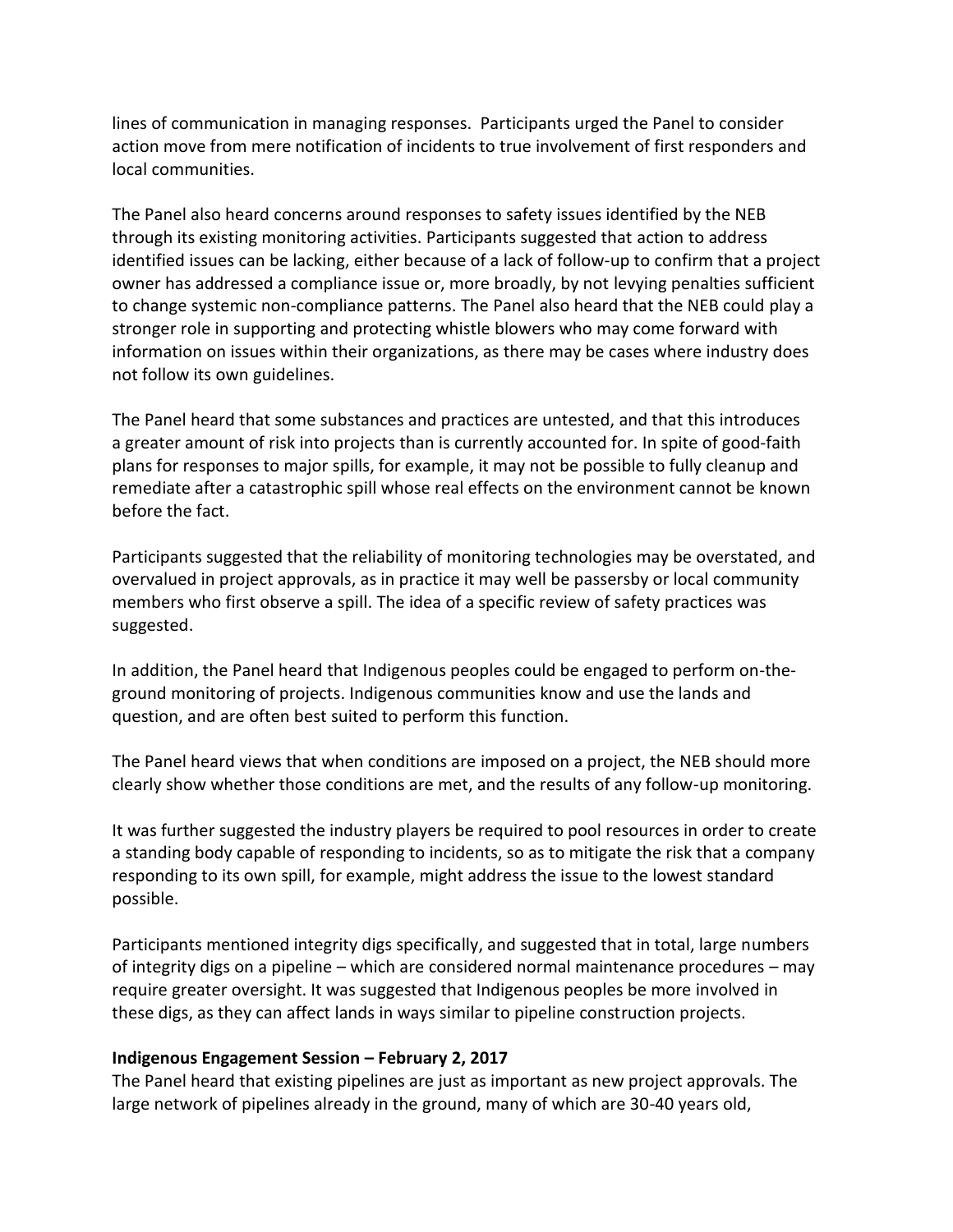lines of communication in managing responses. Participants urged the Panel to consider action move from mere notification of incidents to true involvement of first responders and local communities.

The Panel also heard concerns around responses to safety issues identified by the NEB through its existing monitoring activities. Participants suggested that action to address identified issues can be lacking, either because of a lack of follow-up to confirm that a project owner has addressed a compliance issue or, more broadly, by not levying penalties sufficient to change systemic non-compliance patterns. The Panel also heard that the NEB could play a stronger role in supporting and protecting whistle blowers who may come forward with information on issues within their organizations, as there may be cases where industry does not follow its own guidelines.

The Panel heard that some substances and practices are untested, and that this introduces a greater amount of risk into projects than is currently accounted for. In spite of good-faith plans for responses to major spills, for example, it may not be possible to fully cleanup and remediate after a catastrophic spill whose real effects on the environment cannot be known before the fact.

Participants suggested that the reliability of monitoring technologies may be overstated, and overvalued in project approvals, as in practice it may well be passersby or local community members who first observe a spill. The idea of a specific review of safety practices was suggested.

In addition, the Panel heard that Indigenous peoples could be engaged to perform on-the-ground monitoring of projects. Indigenous communities know and use the lands and question, and are often best suited to perform this function.

The Panel heard views that when conditions are imposed on a project, the NEB should more clearly show whether those conditions are met, and the results of any follow-up monitoring.

It was further suggested the industry players be required to pool resources in order to create a standing body capable of responding to incidents, so as to mitigate the risk that a company responding to its own spill, for example, might address the issue to the lowest standard possible.

Participants mentioned integrity digs specifically, and suggested that in total, large numbers of integrity digs on a pipeline – which are considered normal maintenance procedures – may require greater oversight. It was suggested that Indigenous peoples be more involved in these digs, as they can affect lands in ways similar to pipeline construction projects.

**Indigenous Engagement Session – February 2, 2017**

The Panel heard that existing pipelines are just as important as new project approvals. The large network of pipelines already in the ground, many of which are 30-40 years old,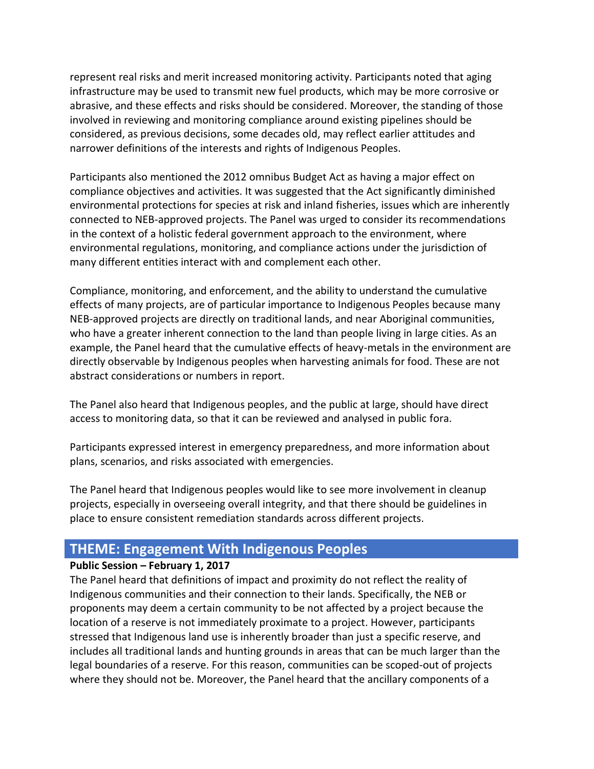represent real risks and merit increased monitoring activity. Participants noted that aging infrastructure may be used to transmit new fuel products, which may be more corrosive or abrasive, and these effects and risks should be considered. Moreover, the standing of those involved in reviewing and monitoring compliance around existing pipelines should be considered, as previous decisions, some decades old, may reflect earlier attitudes and narrower definitions of the interests and rights of Indigenous Peoples.

Participants also mentioned the 2012 omnibus Budget Act as having a major effect on compliance objectives and activities. It was suggested that the Act significantly diminished environmental protections for species at risk and inland fisheries, issues which are inherently connected to NEB-approved projects. The Panel was urged to consider its recommendations in the context of a holistic federal government approach to the environment, where environmental regulations, monitoring, and compliance actions under the jurisdiction of many different entities interact with and complement each other.

Compliance, monitoring, and enforcement, and the ability to understand the cumulative effects of many projects, are of particular importance to Indigenous Peoples because many NEB-approved projects are directly on traditional lands, and near Aboriginal communities, who have a greater inherent connection to the land than people living in large cities. As an example, the Panel heard that the cumulative effects of heavy-metals in the environment are directly observable by Indigenous peoples when harvesting animals for food. These are not abstract considerations or numbers in report.

The Panel also heard that Indigenous peoples, and the public at large, should have direct access to monitoring data, so that it can be reviewed and analysed in public fora.

Participants expressed interest in emergency preparedness, and more information about plans, scenarios, and risks associated with emergencies.

The Panel heard that Indigenous peoples would like to see more involvement in cleanup projects, especially in overseeing overall integrity, and that there should be guidelines in place to ensure consistent remediation standards across different projects.

## THEME: Engagement With Indigenous Peoples

**Public Session – February 1, 2017**

The Panel heard that definitions of impact and proximity do not reflect the reality of Indigenous communities and their connection to their lands. Specifically, the NEB or proponents may deem a certain community to be not affected by a project because the location of a reserve is not immediately proximate to a project. However, participants stressed that Indigenous land use is inherently broader than just a specific reserve, and includes all traditional lands and hunting grounds in areas that can be much larger than the legal boundaries of a reserve. For this reason, communities can be scoped-out of projects where they should not be. Moreover, the Panel heard that the ancillary components of a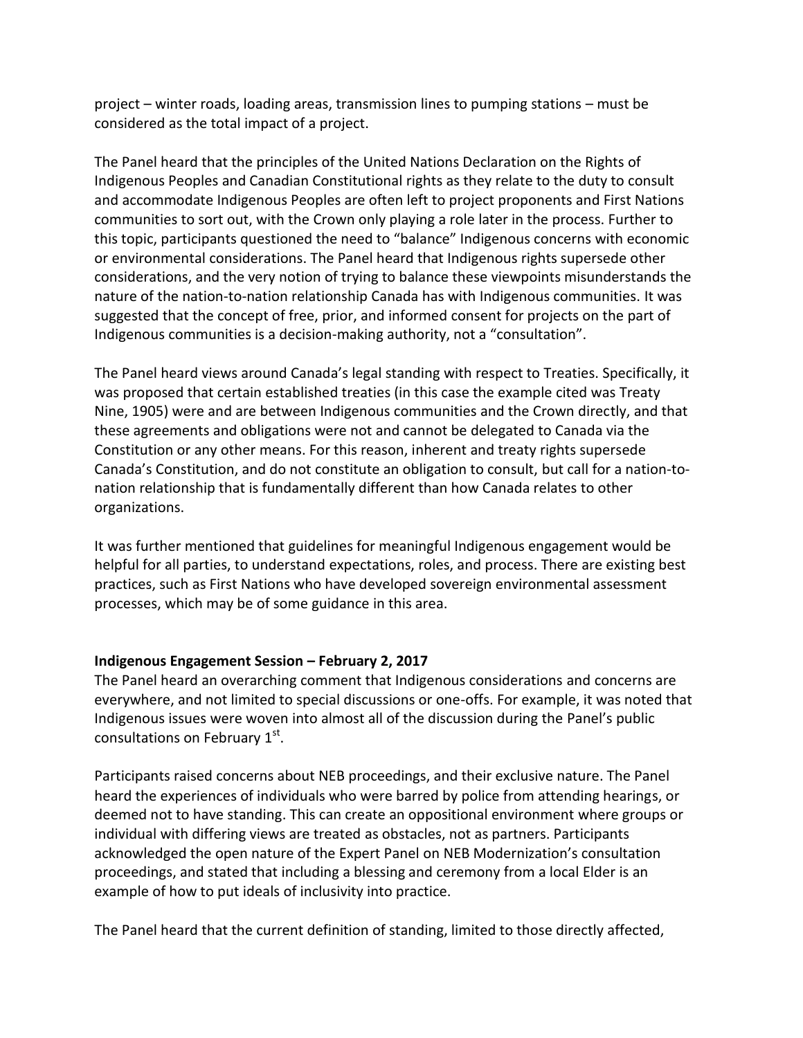project – winter roads, loading areas, transmission lines to pumping stations – must be considered as the total impact of a project.

The Panel heard that the principles of the United Nations Declaration on the Rights of Indigenous Peoples and Canadian Constitutional rights as they relate to the duty to consult and accommodate Indigenous Peoples are often left to project proponents and First Nations communities to sort out, with the Crown only playing a role later in the process. Further to this topic, participants questioned the need to "balance" Indigenous concerns with economic or environmental considerations. The Panel heard that Indigenous rights supersede other considerations, and the very notion of trying to balance these viewpoints misunderstands the nature of the nation-to-nation relationship Canada has with Indigenous communities. It was suggested that the concept of free, prior, and informed consent for projects on the part of Indigenous communities is a decision-making authority, not a "consultation".

The Panel heard views around Canada's legal standing with respect to Treaties. Specifically, it was proposed that certain established treaties (in this case the example cited was Treaty Nine, 1905) were and are between Indigenous communities and the Crown directly, and that these agreements and obligations were not and cannot be delegated to Canada via the Constitution or any other means. For this reason, inherent and treaty rights supersede Canada's Constitution, and do not constitute an obligation to consult, but call for a nation-to-nation relationship that is fundamentally different than how Canada relates to other organizations.

It was further mentioned that guidelines for meaningful Indigenous engagement would be helpful for all parties, to understand expectations, roles, and process. There are existing best practices, such as First Nations who have developed sovereign environmental assessment processes, which may be of some guidance in this area.

**Indigenous Engagement Session – February 2, 2017**

The Panel heard an overarching comment that Indigenous considerations and concerns are everywhere, and not limited to special discussions or one-offs. For example, it was noted that Indigenous issues were woven into almost all of the discussion during the Panel's public consultations on February 1st.

Participants raised concerns about NEB proceedings, and their exclusive nature. The Panel heard the experiences of individuals who were barred by police from attending hearings, or deemed not to have standing. This can create an oppositional environment where groups or individual with differing views are treated as obstacles, not as partners. Participants acknowledged the open nature of the Expert Panel on NEB Modernization's consultation proceedings, and stated that including a blessing and ceremony from a local Elder is an example of how to put ideals of inclusivity into practice.

The Panel heard that the current definition of standing, limited to those directly affected,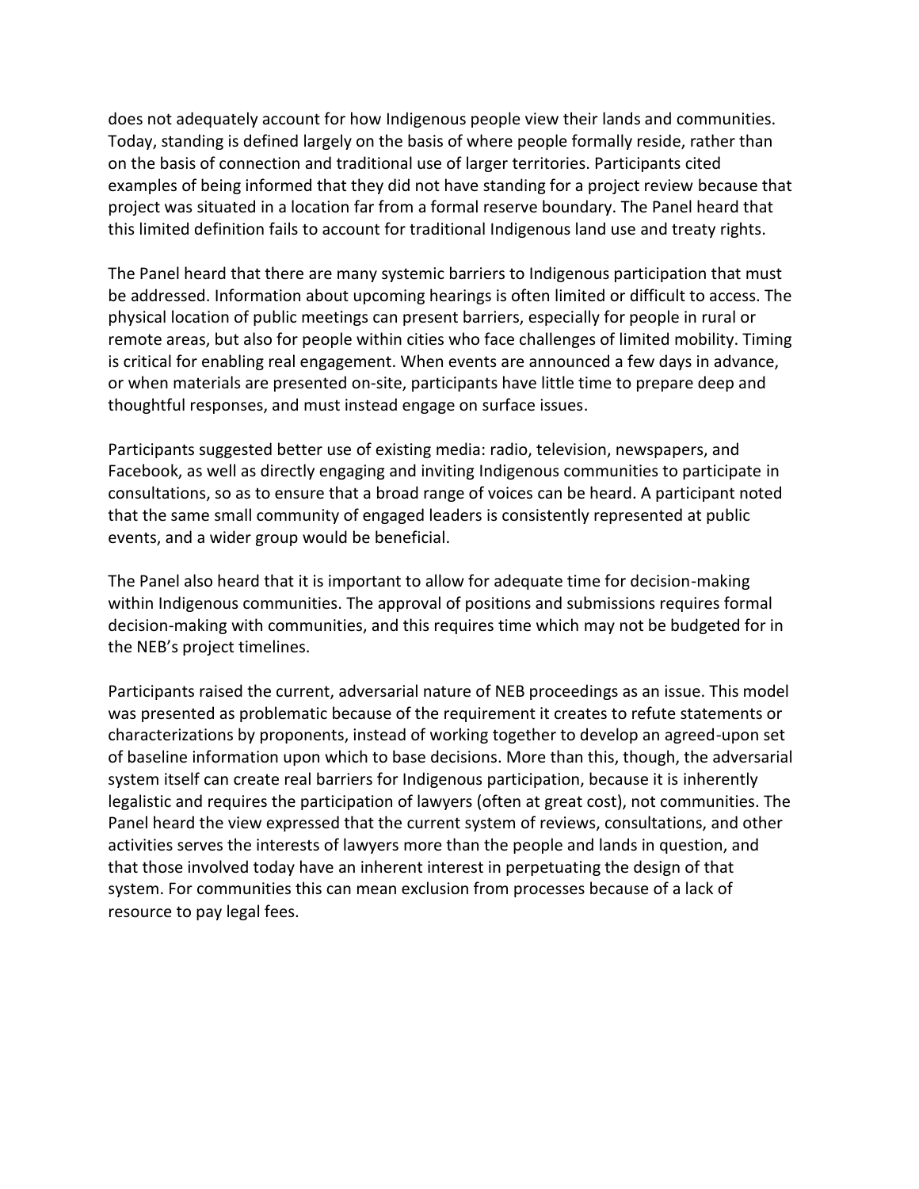does not adequately account for how Indigenous people view their lands and communities. Today, standing is defined largely on the basis of where people formally reside, rather than on the basis of connection and traditional use of larger territories. Participants cited examples of being informed that they did not have standing for a project review because that project was situated in a location far from a formal reserve boundary. The Panel heard that this limited definition fails to account for traditional Indigenous land use and treaty rights.

The Panel heard that there are many systemic barriers to Indigenous participation that must be addressed. Information about upcoming hearings is often limited or difficult to access. The physical location of public meetings can present barriers, especially for people in rural or remote areas, but also for people within cities who face challenges of limited mobility. Timing is critical for enabling real engagement. When events are announced a few days in advance, or when materials are presented on-site, participants have little time to prepare deep and thoughtful responses, and must instead engage on surface issues.

Participants suggested better use of existing media: radio, television, newspapers, and Facebook, as well as directly engaging and inviting Indigenous communities to participate in consultations, so as to ensure that a broad range of voices can be heard. A participant noted that the same small community of engaged leaders is consistently represented at public events, and a wider group would be beneficial.

The Panel also heard that it is important to allow for adequate time for decision-making within Indigenous communities. The approval of positions and submissions requires formal decision-making with communities, and this requires time which may not be budgeted for in the NEB's project timelines.

Participants raised the current, adversarial nature of NEB proceedings as an issue. This model was presented as problematic because of the requirement it creates to refute statements or characterizations by proponents, instead of working together to develop an agreed-upon set of baseline information upon which to base decisions. More than this, though, the adversarial system itself can create real barriers for Indigenous participation, because it is inherently legalistic and requires the participation of lawyers (often at great cost), not communities. The Panel heard the view expressed that the current system of reviews, consultations, and other activities serves the interests of lawyers more than the people and lands in question, and that those involved today have an inherent interest in perpetuating the design of that system. For communities this can mean exclusion from processes because of a lack of resource to pay legal fees.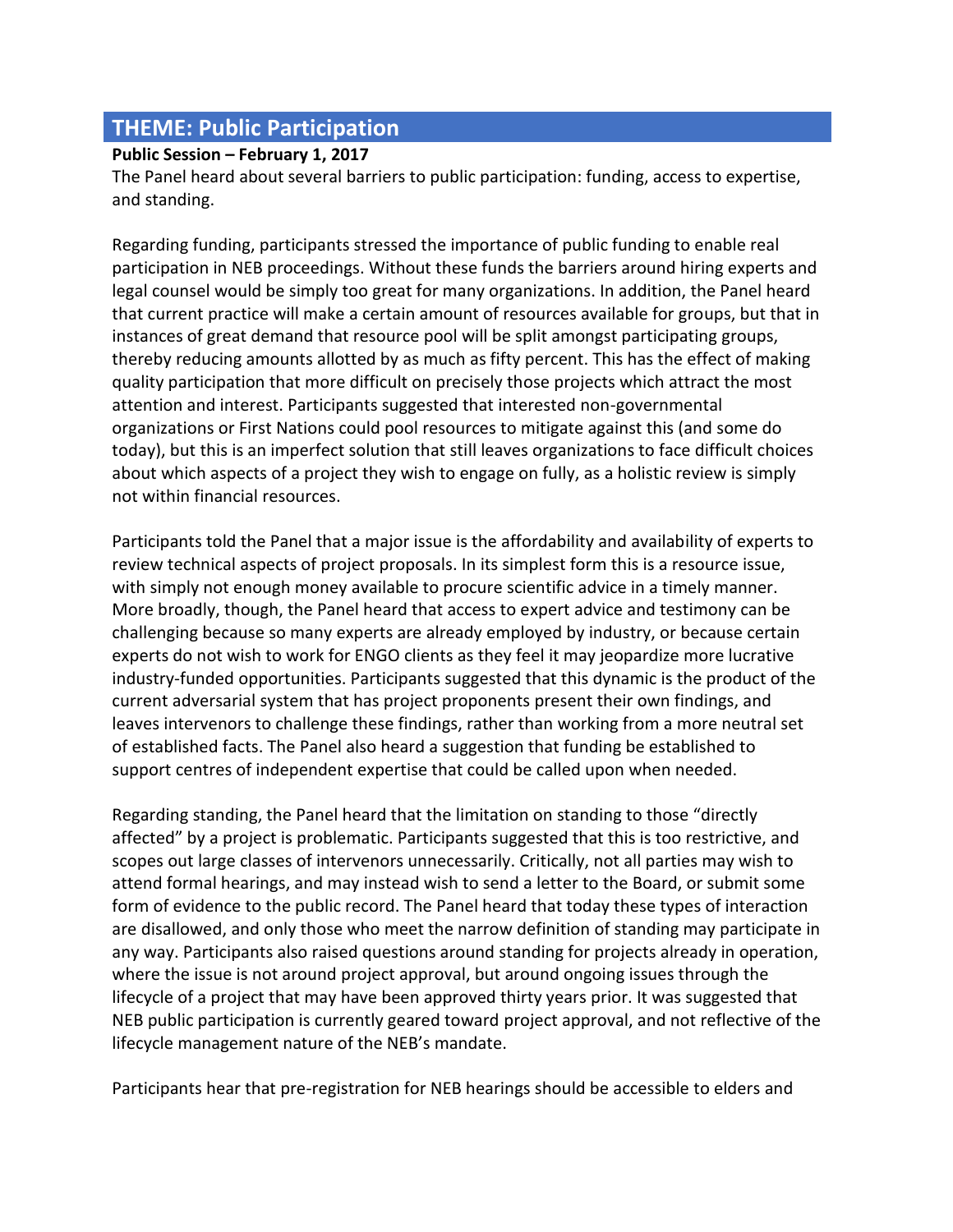## THEME: Public Participation

**Public Session – February 1, 2017**

The Panel heard about several barriers to public participation: funding, access to expertise, and standing.

Regarding funding, participants stressed the importance of public funding to enable real participation in NEB proceedings. Without these funds the barriers around hiring experts and legal counsel would be simply too great for many organizations. In addition, the Panel heard that current practice will make a certain amount of resources available for groups, but that in instances of great demand that resource pool will be split amongst participating groups, thereby reducing amounts allotted by as much as fifty percent. This has the effect of making quality participation that more difficult on precisely those projects which attract the most attention and interest. Participants suggested that interested non-governmental organizations or First Nations could pool resources to mitigate against this (and some do today), but this is an imperfect solution that still leaves organizations to face difficult choices about which aspects of a project they wish to engage on fully, as a holistic review is simply not within financial resources.

Participants told the Panel that a major issue is the affordability and availability of experts to review technical aspects of project proposals. In its simplest form this is a resource issue, with simply not enough money available to procure scientific advice in a timely manner. More broadly, though, the Panel heard that access to expert advice and testimony can be challenging because so many experts are already employed by industry, or because certain experts do not wish to work for ENGO clients as they feel it may jeopardize more lucrative industry-funded opportunities. Participants suggested that this dynamic is the product of the current adversarial system that has project proponents present their own findings, and leaves intervenors to challenge these findings, rather than working from a more neutral set of established facts. The Panel also heard a suggestion that funding be established to support centres of independent expertise that could be called upon when needed.

Regarding standing, the Panel heard that the limitation on standing to those "directly affected" by a project is problematic. Participants suggested that this is too restrictive, and scopes out large classes of intervenors unnecessarily. Critically, not all parties may wish to attend formal hearings, and may instead wish to send a letter to the Board, or submit some form of evidence to the public record. The Panel heard that today these types of interaction are disallowed, and only those who meet the narrow definition of standing may participate in any way. Participants also raised questions around standing for projects already in operation, where the issue is not around project approval, but around ongoing issues through the lifecycle of a project that may have been approved thirty years prior. It was suggested that NEB public participation is currently geared toward project approval, and not reflective of the lifecycle management nature of the NEB's mandate.

Participants hear that pre-registration for NEB hearings should be accessible to elders and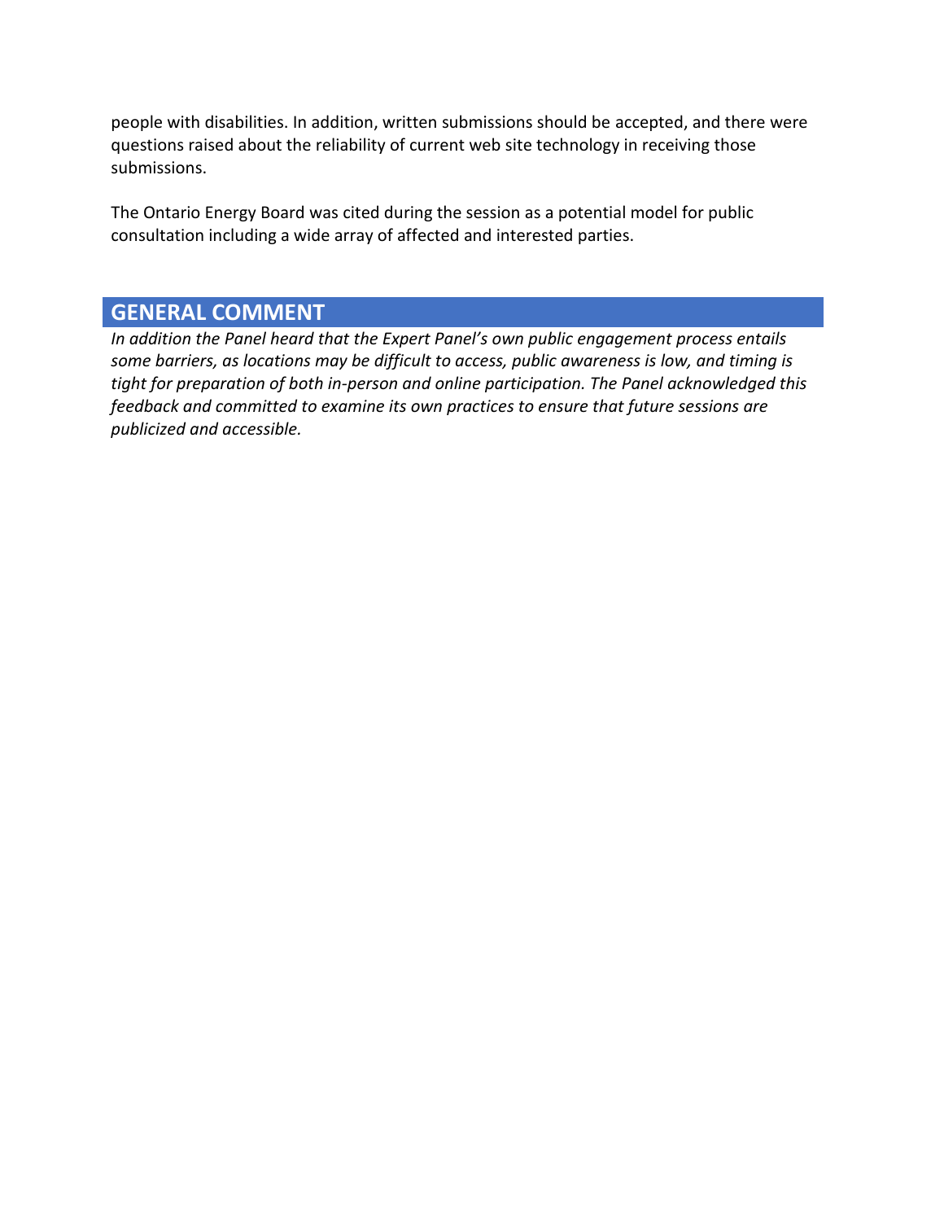people with disabilities. In addition, written submissions should be accepted, and there were questions raised about the reliability of current web site technology in receiving those submissions.

The Ontario Energy Board was cited during the session as a potential model for public consultation including a wide array of affected and interested parties.

## GENERAL COMMENT

*In addition the Panel heard that the Expert Panel's own public engagement process entails some barriers, as locations may be difficult to access, public awareness is low, and timing is tight for preparation of both in-person and online participation. The Panel acknowledged this feedback and committed to examine its own practices to ensure that future sessions are publicized and accessible.*